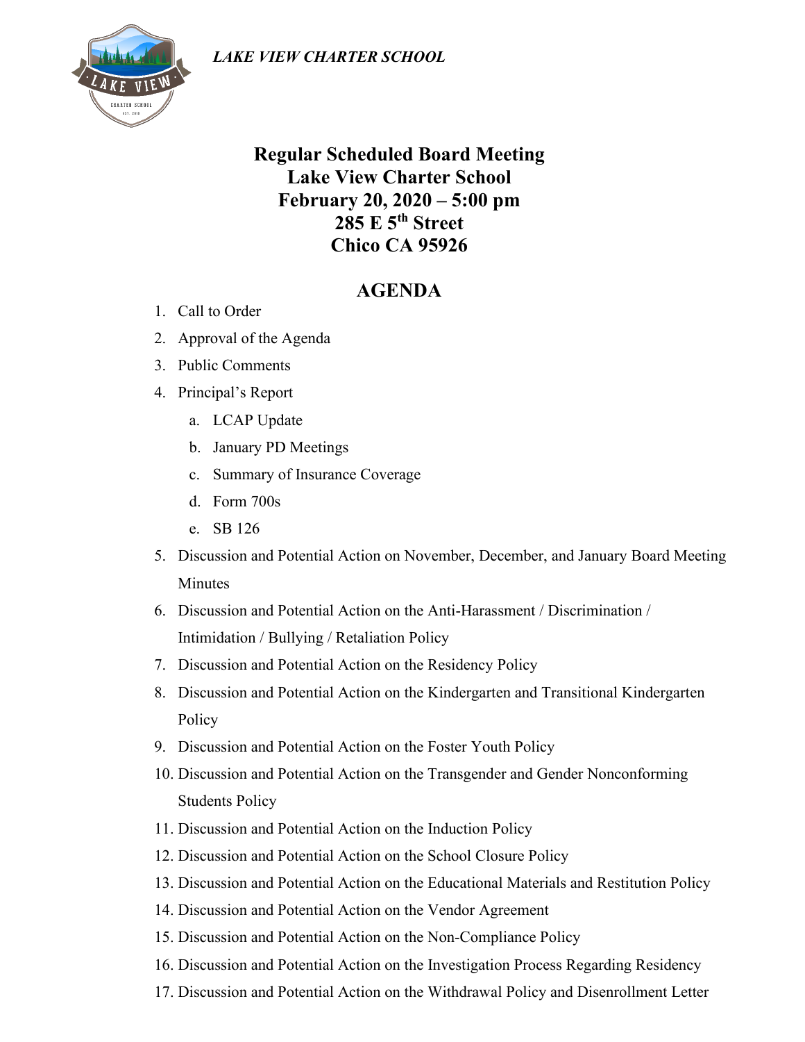*LAKE VIEW CHARTER SCHOOL*

# Regular Scheduled Board Meeting
# Lake View Charter School
# February 20, 2020 – 5:00 pm
# 285 E 5th Street
# Chico CA 95926

## AGENDA

1. Call to Order
2. Approval of the Agenda
3. Public Comments
4. Principal's Report
   a. LCAP Update
   b. January PD Meetings
   c. Summary of Insurance Coverage
   d. Form 700s
   e. SB 126
5. Discussion and Potential Action on November, December, and January Board Meeting Minutes
6. Discussion and Potential Action on the Anti-Harassment / Discrimination / Intimidation / Bullying / Retaliation Policy
7. Discussion and Potential Action on the Residency Policy
8. Discussion and Potential Action on the Kindergarten and Transitional Kindergarten Policy
9. Discussion and Potential Action on the Foster Youth Policy
10. Discussion and Potential Action on the Transgender and Gender Nonconforming Students Policy
11. Discussion and Potential Action on the Induction Policy
12. Discussion and Potential Action on the School Closure Policy
13. Discussion and Potential Action on the Educational Materials and Restitution Policy
14. Discussion and Potential Action on the Vendor Agreement
15. Discussion and Potential Action on the Non-Compliance Policy
16. Discussion and Potential Action on the Investigation Process Regarding Residency
17. Discussion and Potential Action on the Withdrawal Policy and Disenrollment Letter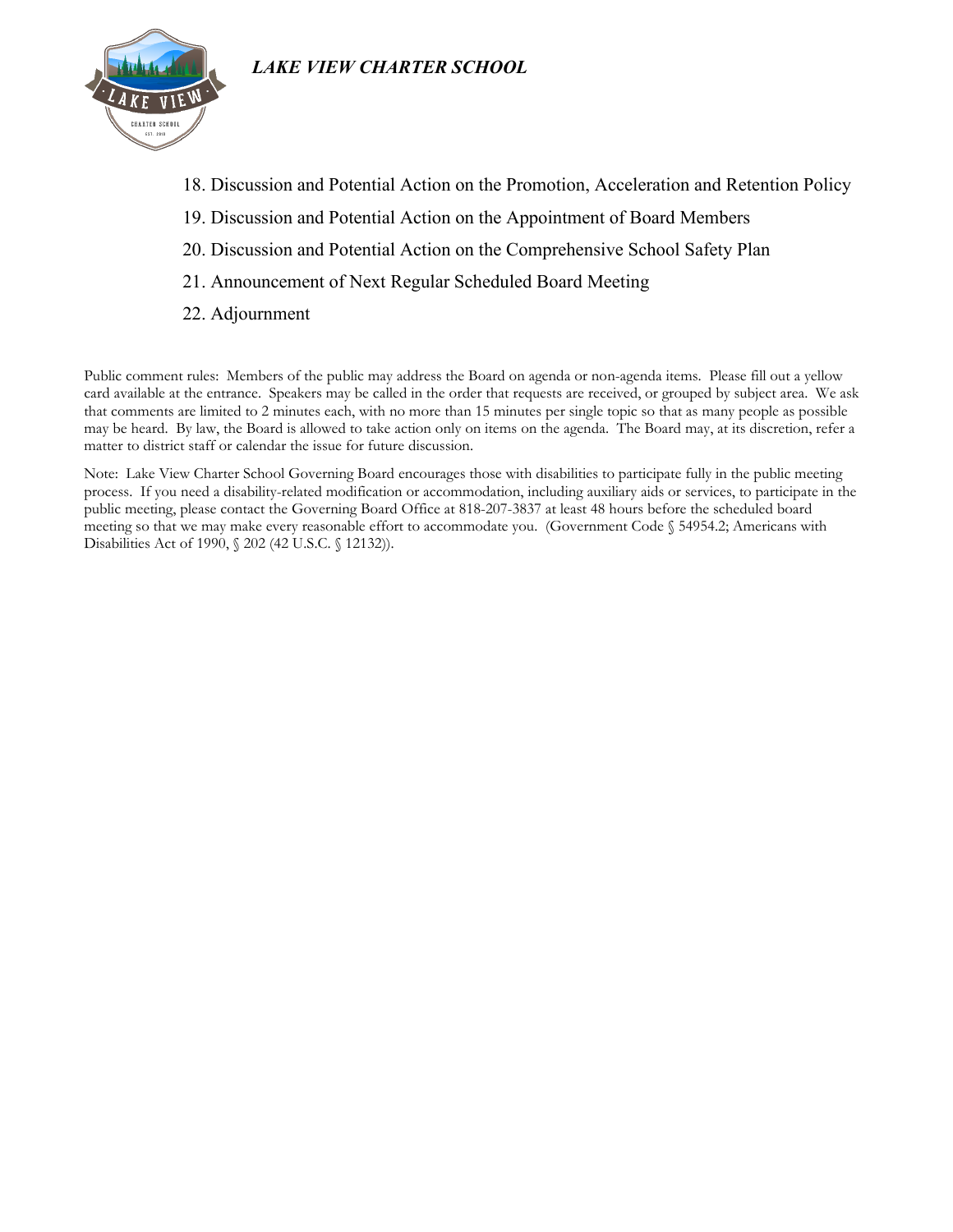18. Discussion and Potential Action on the Promotion, Acceleration and Retention Policy
19. Discussion and Potential Action on the Appointment of Board Members
20. Discussion and Potential Action on the Comprehensive School Safety Plan
21. Announcement of Next Regular Scheduled Board Meeting
22. Adjournment

Public comment rules: Members of the public may address the Board on agenda or non-agenda items. Please fill out a yellow card available at the entrance. Speakers may be called in the order that requests are received, or grouped by subject area. We ask that comments are limited to 2 minutes each, with no more than 15 minutes per single topic so that as many people as possible may be heard. By law, the Board is allowed to take action only on items on the agenda. The Board may, at its discretion, refer a matter to district staff or calendar the issue for future discussion.

Note: Lake View Charter School Governing Board encourages those with disabilities to participate fully in the public meeting process. If you need a disability-related modification or accommodation, including auxiliary aids or services, to participate in the public meeting, please contact the Governing Board Office at 818-207-3837 at least 48 hours before the scheduled board meeting so that we may make every reasonable effort to accommodate you. (Government Code § 54954.2; Americans with Disabilities Act of 1990, § 202 (42 U.S.C. § 12132)).